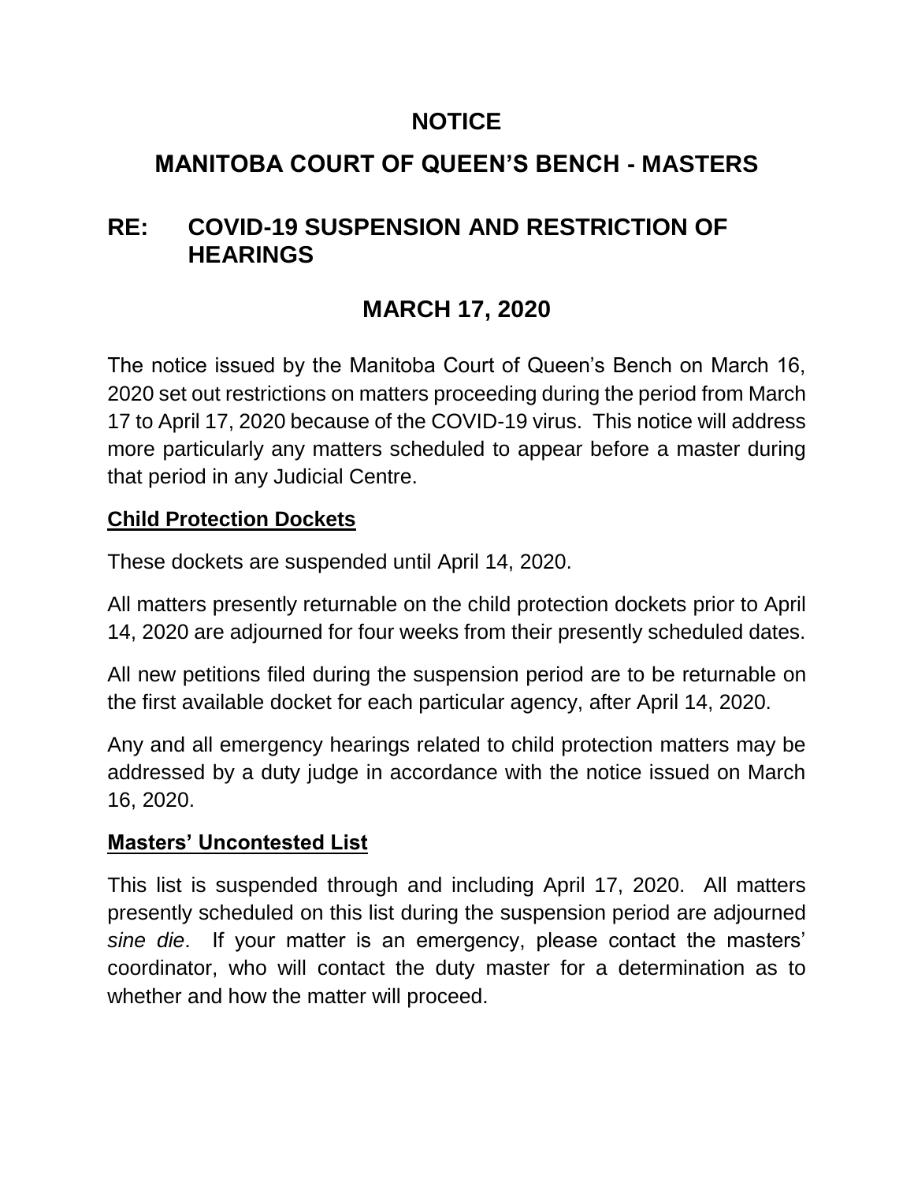# NOTICE

# MANITOBA COURT OF QUEEN'S BENCH - MASTERS

## RE: COVID-19 SUSPENSION AND RESTRICTION OF HEARINGS

## MARCH 17, 2020

The notice issued by the Manitoba Court of Queen's Bench on March 16, 2020 set out restrictions on matters proceeding during the period from March 17 to April 17, 2020 because of the COVID-19 virus. This notice will address more particularly any matters scheduled to appear before a master during that period in any Judicial Centre.

**Child Protection Dockets**

These dockets are suspended until April 14, 2020.

All matters presently returnable on the child protection dockets prior to April 14, 2020 are adjourned for four weeks from their presently scheduled dates.

All new petitions filed during the suspension period are to be returnable on the first available docket for each particular agency, after April 14, 2020.

Any and all emergency hearings related to child protection matters may be addressed by a duty judge in accordance with the notice issued on March 16, 2020.

**Masters' Uncontested List**

This list is suspended through and including April 17, 2020. All matters presently scheduled on this list during the suspension period are adjourned *sine die*. If your matter is an emergency, please contact the masters' coordinator, who will contact the duty master for a determination as to whether and how the matter will proceed.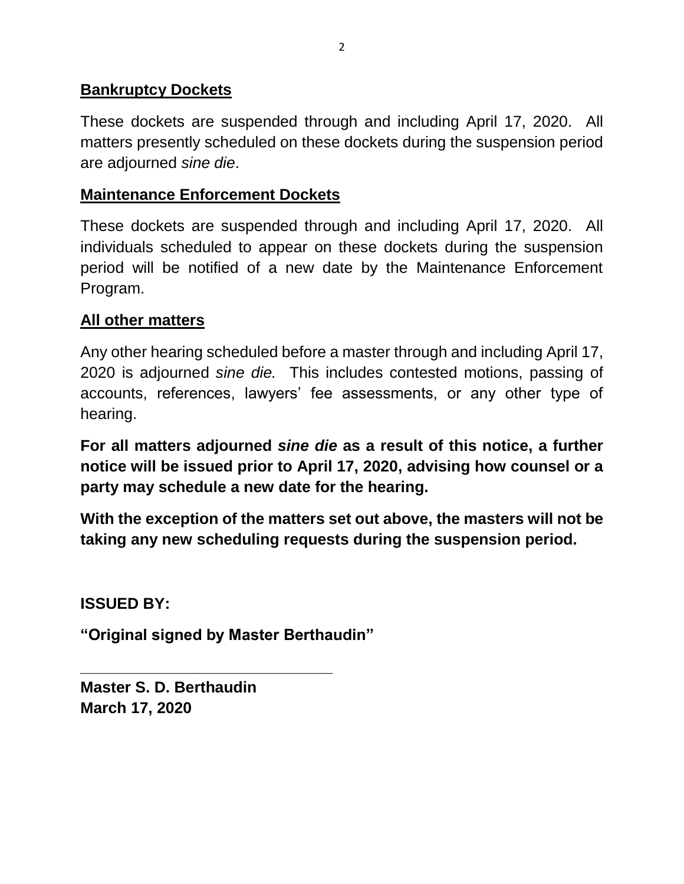**<u>Bankruptcy Dockets</u>**

These dockets are suspended through and including April 17, 2020. All matters presently scheduled on these dockets during the suspension period are adjourned *sine die*.

**<u>Maintenance Enforcement Dockets</u>**

These dockets are suspended through and including April 17, 2020. All individuals scheduled to appear on these dockets during the suspension period will be notified of a new date by the Maintenance Enforcement Program.

**<u>All other matters</u>**

Any other hearing scheduled before a master through and including April 17, 2020 is adjourned *sine die.* This includes contested motions, passing of accounts, references, lawyers' fee assessments, or any other type of hearing.

**For all matters adjourned *sine die* as a result of this notice, a further notice will be issued prior to April 17, 2020, advising how counsel or a party may schedule a new date for the hearing.**

**With the exception of the matters set out above, the masters will not be taking any new scheduling requests during the suspension period.**

**ISSUED BY:**

**"Original signed by Master Berthaudin"**

______________________________

**Master S. D. Berthaudin**
**March 17, 2020**